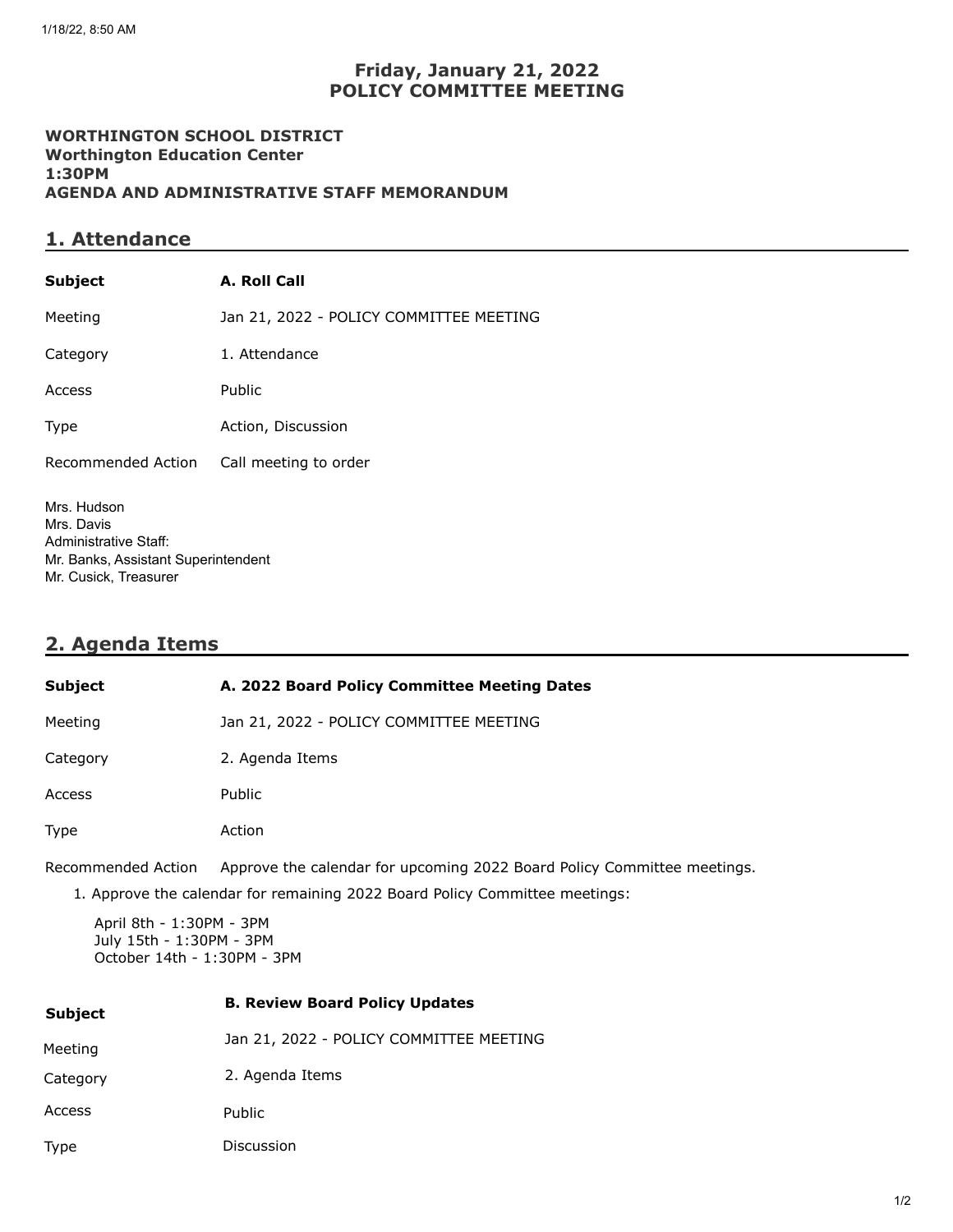# Friday, January 21, 2022
# POLICY COMMITTEE MEETING

**WORTHINGTON SCHOOL DISTRICT**
**Worthington Education Center**
**1:30PM**
**AGENDA AND ADMINISTRATIVE STAFF MEMORANDUM**

## 1. Attendance

| **Subject** | **A. Roll Call** |
|---|---|
| Meeting | Jan 21, 2022 - POLICY COMMITTEE MEETING |
| Category | 1. Attendance |
| Access | Public |
| Type | Action, Discussion |
| Recommended Action | Call meeting to order |

Mrs. Hudson
Mrs. Davis
Administrative Staff:
Mr. Banks, Assistant Superintendent
Mr. Cusick, Treasurer

## 2. Agenda Items

| **Subject** | **A. 2022 Board Policy Committee Meeting Dates** |
|---|---|
| Meeting | Jan 21, 2022 - POLICY COMMITTEE MEETING |
| Category | 2. Agenda Items |
| Access | Public |
| Type | Action |
| Recommended Action | Approve the calendar for upcoming 2022 Board Policy Committee meetings. |

1. Approve the calendar for remaining 2022 Board Policy Committee meetings:

   April 8th - 1:30PM - 3PM
   July 15th - 1:30PM - 3PM
   October 14th - 1:30PM - 3PM

| **Subject** | **B. Review Board Policy Updates** |
|---|---|
| Meeting | Jan 21, 2022 - POLICY COMMITTEE MEETING |
| Category | 2. Agenda Items |
| Access | Public |
| Type | Discussion |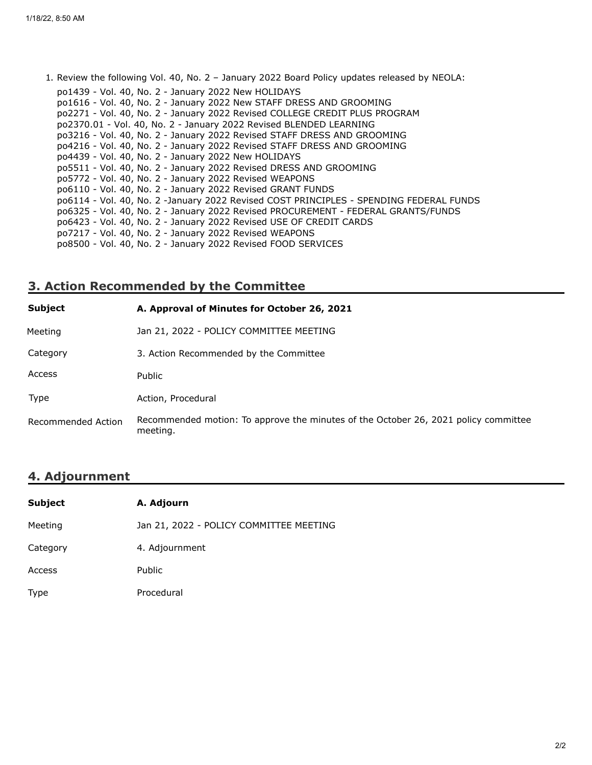1. Review the following Vol. 40, No. 2 – January 2022 Board Policy updates released by NEOLA:

   po1439 - Vol. 40, No. 2 - January 2022 New HOLIDAYS
   po1616 - Vol. 40, No. 2 - January 2022 New STAFF DRESS AND GROOMING
   po2271 - Vol. 40, No. 2 - January 2022 Revised COLLEGE CREDIT PLUS PROGRAM
   po2370.01 - Vol. 40, No. 2 - January 2022 Revised BLENDED LEARNING
   po3216 - Vol. 40, No. 2 - January 2022 Revised STAFF DRESS AND GROOMING
   po4216 - Vol. 40, No. 2 - January 2022 Revised STAFF DRESS AND GROOMING
   po4439 - Vol. 40, No. 2 - January 2022 New HOLIDAYS
   po5511 - Vol. 40, No. 2 - January 2022 Revised DRESS AND GROOMING
   po5772 - Vol. 40, No. 2 - January 2022 Revised WEAPONS
   po6110 - Vol. 40, No. 2 - January 2022 Revised GRANT FUNDS
   po6114 - Vol. 40, No. 2 -January 2022 Revised COST PRINCIPLES - SPENDING FEDERAL FUNDS
   po6325 - Vol. 40, No. 2 - January 2022 Revised PROCUREMENT - FEDERAL GRANTS/FUNDS
   po6423 - Vol. 40, No. 2 - January 2022 Revised USE OF CREDIT CARDS
   po7217 - Vol. 40, No. 2 - January 2022 Revised WEAPONS
   po8500 - Vol. 40, No. 2 - January 2022 Revised FOOD SERVICES

## 3. Action Recommended by the Committee

| | |
|---|---|
| **Subject** | **A. Approval of Minutes for October 26, 2021** |
| Meeting | Jan 21, 2022 - POLICY COMMITTEE MEETING |
| Category | 3. Action Recommended by the Committee |
| Access | Public |
| Type | Action, Procedural |
| Recommended Action | Recommended motion: To approve the minutes of the October 26, 2021 policy committee meeting. |

## 4. Adjournment

| | |
|---|---|
| **Subject** | **A. Adjourn** |
| Meeting | Jan 21, 2022 - POLICY COMMITTEE MEETING |
| Category | 4. Adjournment |
| Access | Public |
| Type | Procedural |